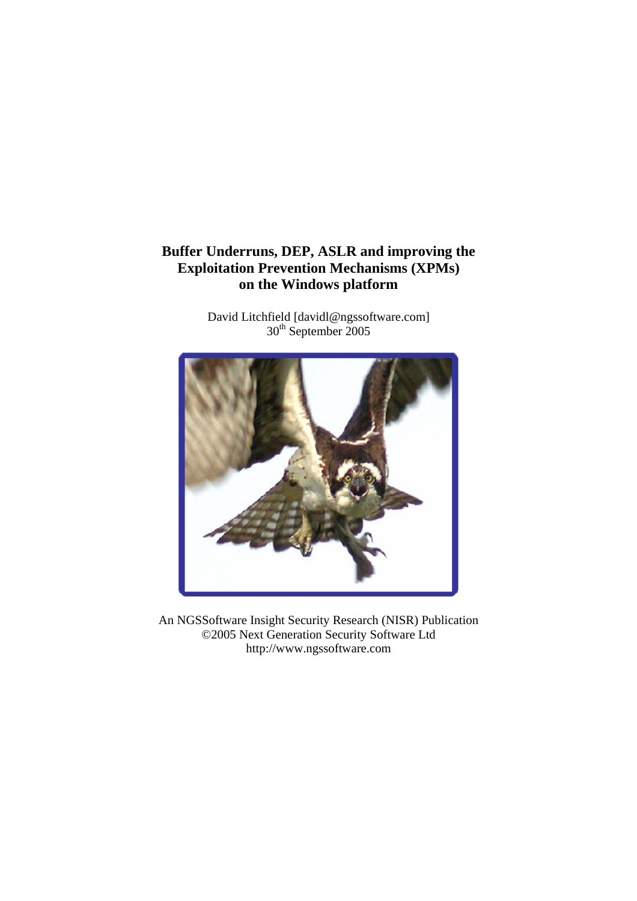# Buffer Underruns, DEP, ASLR and improving the Exploitation Prevention Mechanisms (XPMs) on the Windows platform

David Litchfield [davidl@ngssoftware.com]
30th September 2005

An NGSSoftware Insight Security Research (NISR) Publication
©2005 Next Generation Security Software Ltd
http://www.ngssoftware.com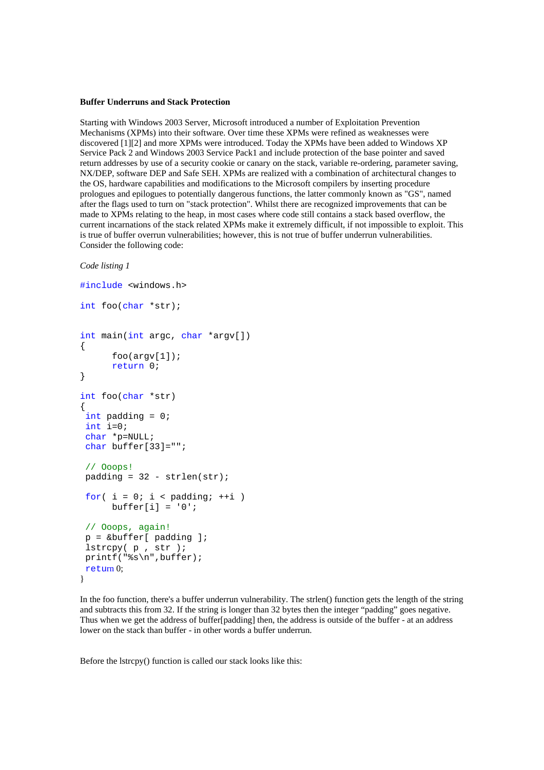**Buffer Underruns and Stack Protection**

Starting with Windows 2003 Server, Microsoft introduced a number of Exploitation Prevention Mechanisms (XPMs) into their software. Over time these XPMs were refined as weaknesses were discovered [1][2] and more XPMs were introduced. Today the XPMs have been added to Windows XP Service Pack 2 and Windows 2003 Service Pack1 and include protection of the base pointer and saved return addresses by use of a security cookie or canary on the stack, variable re-ordering, parameter saving, NX/DEP, software DEP and Safe SEH. XPMs are realized with a combination of architectural changes to the OS, hardware capabilities and modifications to the Microsoft compilers by inserting procedure prologues and epilogues to potentially dangerous functions, the latter commonly known as "GS", named after the flags used to turn on "stack protection". Whilst there are recognized improvements that can be made to XPMs relating to the heap, in most cases where code still contains a stack based overflow, the current incarnations of the stack related XPMs make it extremely difficult, if not impossible to exploit. This is true of buffer overrun vulnerabilities; however, this is not true of buffer underrun vulnerabilities. Consider the following code:

*Code listing 1*

```
#include <windows.h>

int foo(char *str);


int main(int argc, char *argv[])
{
      foo(argv[1]);
      return 0;
}

int foo(char *str)
{
 int padding = 0;
 int i=0;
 char *p=NULL;
 char buffer[33]="";

 // Ooops!
 padding = 32 - strlen(str);

 for( i = 0; i < padding; ++i )
      buffer[i] = '0';

 // Ooops, again!
 p = &buffer[ padding ];
 lstrcpy( p , str );
 printf("%s\n",buffer);
 return 0;
}
```

In the foo function, there's a buffer underrun vulnerability. The strlen() function gets the length of the string and subtracts this from 32. If the string is longer than 32 bytes then the integer "padding" goes negative. Thus when we get the address of buffer[padding] then, the address is outside of the buffer - at an address lower on the stack than buffer - in other words a buffer underrun.

Before the lstrcpy() function is called our stack looks like this: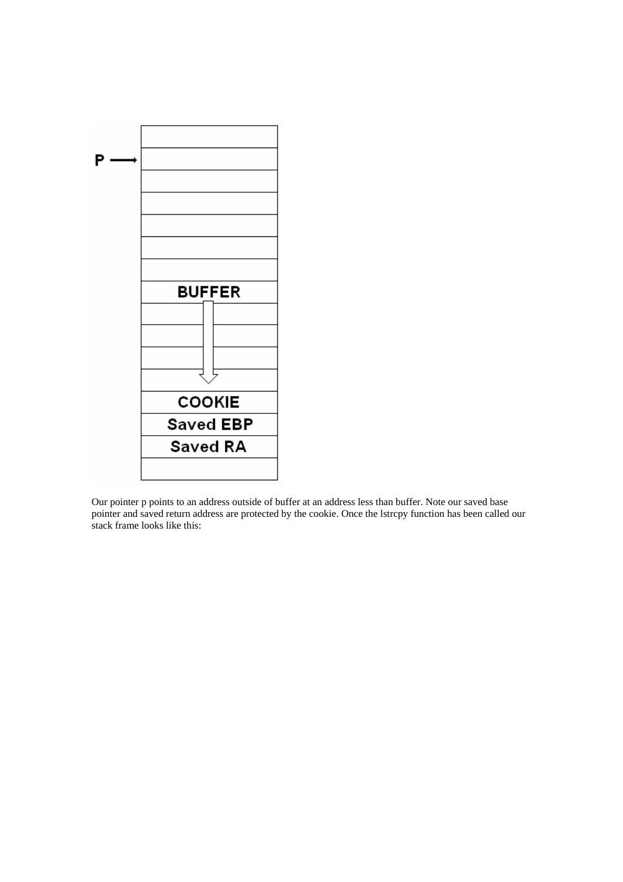Our pointer p points to an address outside of buffer at an address less than buffer. Note our saved base pointer and saved return address are protected by the cookie. Once the lstrcpy function has been called our stack frame looks like this: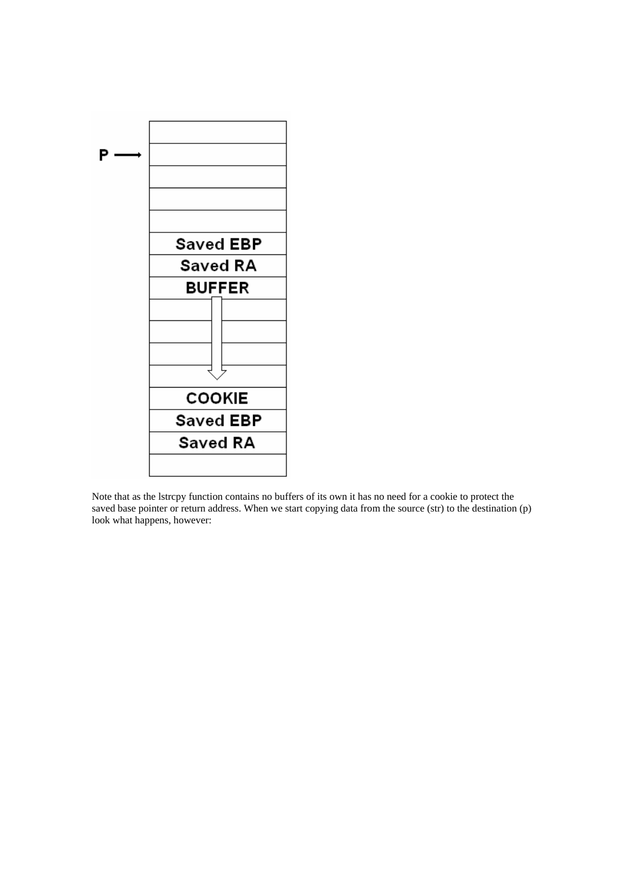Note that as the lstrcpy function contains no buffers of its own it has no need for a cookie to protect the saved base pointer or return address. When we start copying data from the source (str) to the destination (p) look what happens, however: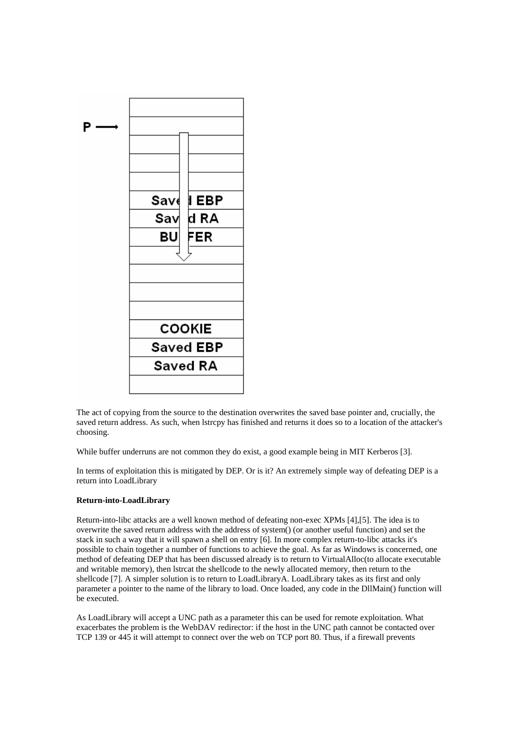The act of copying from the source to the destination overwrites the saved base pointer and, crucially, the saved return address. As such, when lstrcpy has finished and returns it does so to a location of the attacker's choosing.

While buffer underruns are not common they do exist, a good example being in MIT Kerberos [3].

In terms of exploitation this is mitigated by DEP. Or is it? An extremely simple way of defeating DEP is a return into LoadLibrary

**Return-into-LoadLibrary**

Return-into-libc attacks are a well known method of defeating non-exec XPMs [4],[5]. The idea is to overwrite the saved return address with the address of system() (or another useful function) and set the stack in such a way that it will spawn a shell on entry [6]. In more complex return-to-libc attacks it's possible to chain together a number of functions to achieve the goal. As far as Windows is concerned, one method of defeating DEP that has been discussed already is to return to VirtualAlloc(to allocate executable and writable memory), then lstrcat the shellcode to the newly allocated memory, then return to the shellcode [7]. A simpler solution is to return to LoadLibraryA. LoadLibrary takes as its first and only parameter a pointer to the name of the library to load. Once loaded, any code in the DllMain() function will be executed.

As LoadLibrary will accept a UNC path as a parameter this can be used for remote exploitation. What exacerbates the problem is the WebDAV redirector: if the host in the UNC path cannot be contacted over TCP 139 or 445 it will attempt to connect over the web on TCP port 80. Thus, if a firewall prevents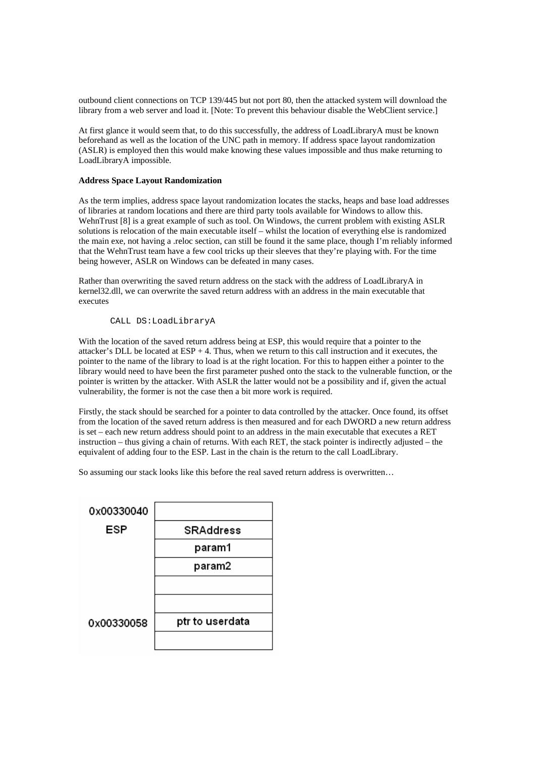outbound client connections on TCP 139/445 but not port 80, then the attacked system will download the library from a web server and load it. [Note: To prevent this behaviour disable the WebClient service.]

At first glance it would seem that, to do this successfully, the address of LoadLibraryA must be known beforehand as well as the location of the UNC path in memory. If address space layout randomization (ASLR) is employed then this would make knowing these values impossible and thus make returning to LoadLibraryA impossible.

**Address Space Layout Randomization**

As the term implies, address space layout randomization locates the stacks, heaps and base load addresses of libraries at random locations and there are third party tools available for Windows to allow this. WehnTrust [8] is a great example of such as tool. On Windows, the current problem with existing ASLR solutions is relocation of the main executable itself – whilst the location of everything else is randomized the main exe, not having a .reloc section, can still be found it the same place, though I'm reliably informed that the WehnTrust team have a few cool tricks up their sleeves that they're playing with. For the time being however, ASLR on Windows can be defeated in many cases.

Rather than overwriting the saved return address on the stack with the address of LoadLibraryA in kernel32.dll, we can overwrite the saved return address with an address in the main executable that executes

```
CALL DS:LoadLibraryA
```

With the location of the saved return address being at ESP, this would require that a pointer to the attacker's DLL be located at ESP + 4. Thus, when we return to this call instruction and it executes, the pointer to the name of the library to load is at the right location. For this to happen either a pointer to the library would need to have been the first parameter pushed onto the stack to the vulnerable function, or the pointer is written by the attacker. With ASLR the latter would not be a possibility and if, given the actual vulnerability, the former is not the case then a bit more work is required.

Firstly, the stack should be searched for a pointer to data controlled by the attacker. Once found, its offset from the location of the saved return address is then measured and for each DWORD a new return address is set – each new return address should point to an address in the main executable that executes a RET instruction – thus giving a chain of returns. With each RET, the stack pointer is indirectly adjusted – the equivalent of adding four to the ESP. Last in the chain is the return to the call LoadLibrary.

So assuming our stack looks like this before the real saved return address is overwritten…

| | |
|---|---|
| 0x00330040 | |
| ESP | SRAddress |
| | param1 |
| | param2 |
| | |
| | |
| 0x00330058 | ptr to userdata |
| | |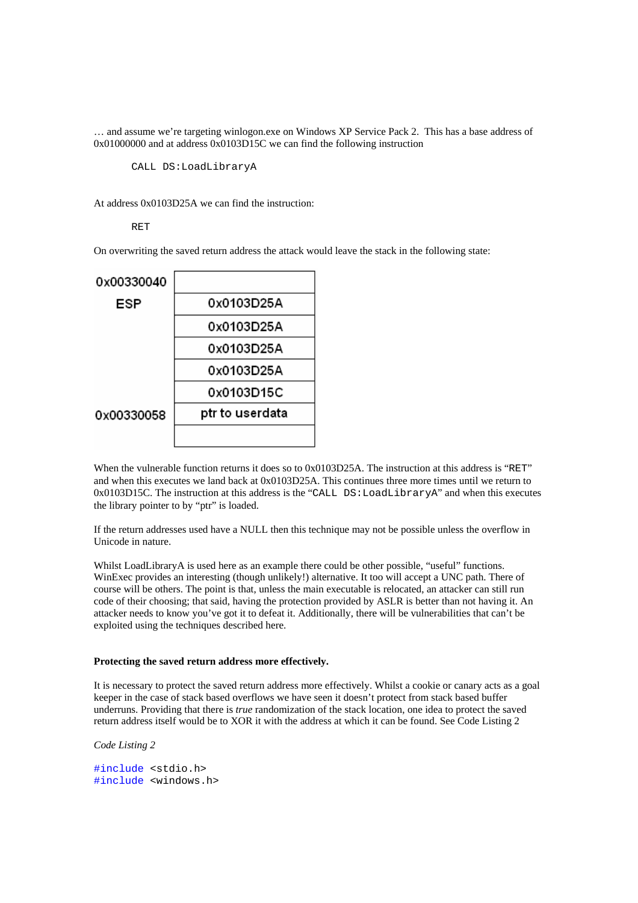… and assume we're targeting winlogon.exe on Windows XP Service Pack 2. This has a base address of 0x01000000 and at address 0x0103D15C we can find the following instruction

```
CALL DS:LoadLibraryA
```

At address 0x0103D25A we can find the instruction:

```
RET
```

On overwriting the saved return address the attack would leave the stack in the following state:

| Address | Value |
|---|---|
| 0x00330040 | |
| ESP | 0x0103D25A |
| | 0x0103D25A |
| | 0x0103D25A |
| | 0x0103D25A |
| | 0x0103D15C |
| 0x00330058 | ptr to userdata |
| | |

When the vulnerable function returns it does so to 0x0103D25A. The instruction at this address is "`RET`" and when this executes we land back at 0x0103D25A. This continues three more times until we return to 0x0103D15C. The instruction at this address is the "`CALL DS:LoadLibraryA`" and when this executes the library pointer to by "ptr" is loaded.

If the return addresses used have a NULL then this technique may not be possible unless the overflow in Unicode in nature.

Whilst LoadLibraryA is used here as an example there could be other possible, "useful" functions. WinExec provides an interesting (though unlikely!) alternative. It too will accept a UNC path. There of course will be others. The point is that, unless the main executable is relocated, an attacker can still run code of their choosing; that said, having the protection provided by ASLR is better than not having it. An attacker needs to know you've got it to defeat it. Additionally, there will be vulnerabilities that can't be exploited using the techniques described here.

**Protecting the saved return address more effectively.**

It is necessary to protect the saved return address more effectively. Whilst a cookie or canary acts as a goal keeper in the case of stack based overflows we have seen it doesn't protect from stack based buffer underruns. Providing that there is *true* randomization of the stack location, one idea to protect the saved return address itself would be to XOR it with the address at which it can be found. See Code Listing 2

*Code Listing 2*

```
#include <stdio.h>
#include <windows.h>
```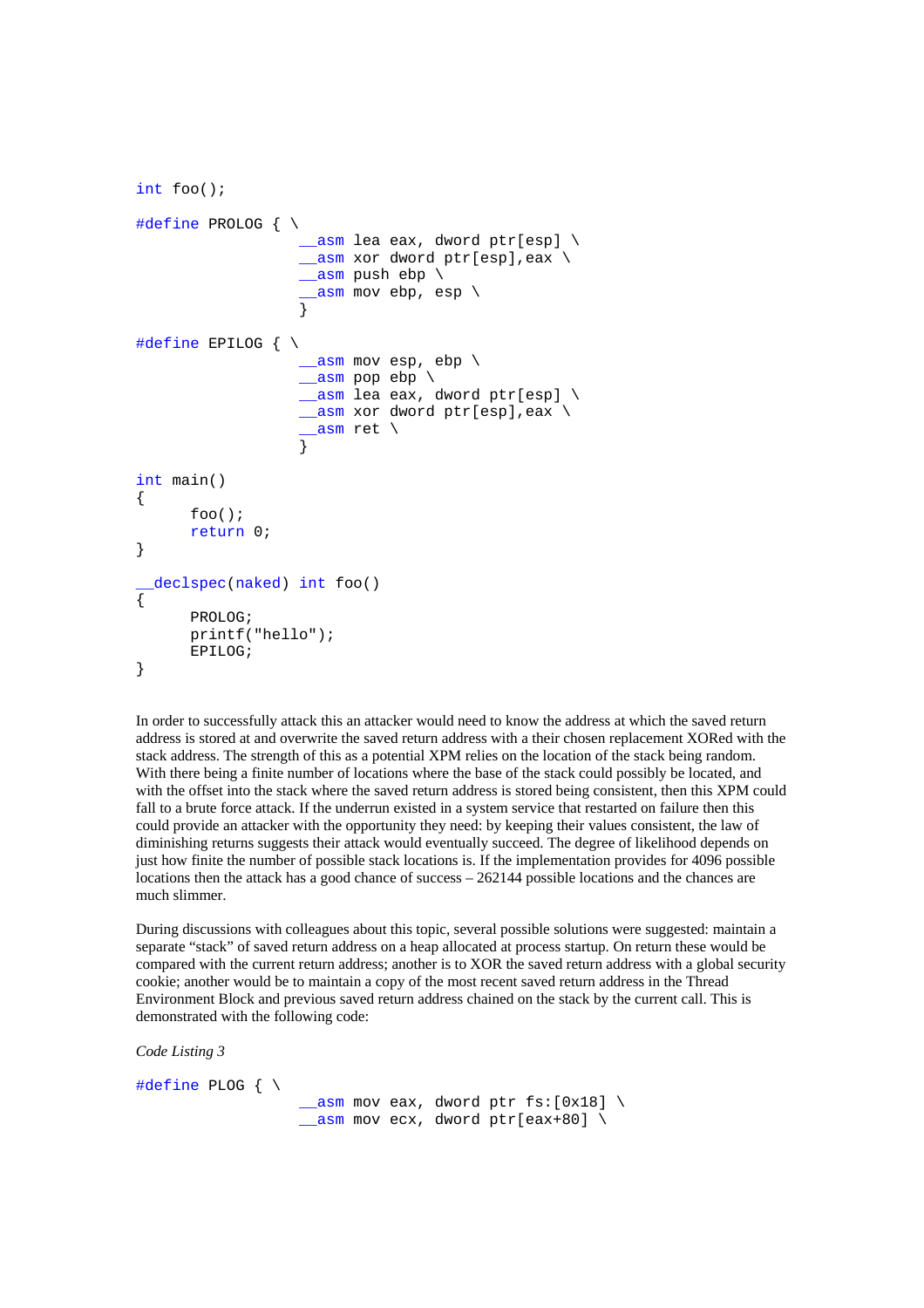```
int foo();

#define PROLOG { \
                  __asm lea eax, dword ptr[esp] \
                  __asm xor dword ptr[esp],eax \
                  __asm push ebp \
                  __asm mov ebp, esp \
                  }

#define EPILOG { \
                  __asm mov esp, ebp \
                  __asm pop ebp \
                  __asm lea eax, dword ptr[esp] \
                  __asm xor dword ptr[esp],eax \
                  __asm ret \
                  }

int main()
{
      foo();
      return 0;
}

__declspec(naked) int foo()
{
      PROLOG;
      printf("hello");
      EPILOG;
}
```

In order to successfully attack this an attacker would need to know the address at which the saved return address is stored at and overwrite the saved return address with a their chosen replacement XORed with the stack address. The strength of this as a potential XPM relies on the location of the stack being random. With there being a finite number of locations where the base of the stack could possibly be located, and with the offset into the stack where the saved return address is stored being consistent, then this XPM could fall to a brute force attack. If the underrun existed in a system service that restarted on failure then this could provide an attacker with the opportunity they need: by keeping their values consistent, the law of diminishing returns suggests their attack would eventually succeed. The degree of likelihood depends on just how finite the number of possible stack locations is. If the implementation provides for 4096 possible locations then the attack has a good chance of success – 262144 possible locations and the chances are much slimmer.

During discussions with colleagues about this topic, several possible solutions were suggested: maintain a separate "stack" of saved return address on a heap allocated at process startup. On return these would be compared with the current return address; another is to XOR the saved return address with a global security cookie; another would be to maintain a copy of the most recent saved return address in the Thread Environment Block and previous saved return address chained on the stack by the current call. This is demonstrated with the following code:

*Code Listing 3*

```
#define PLOG { \
                  __asm mov eax, dword ptr fs:[0x18] \
                  __asm mov ecx, dword ptr[eax+80] \
```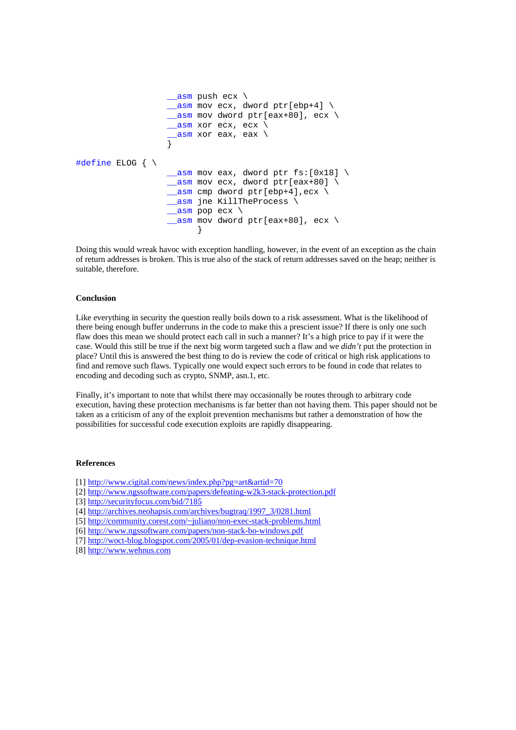```
                        __asm push ecx \
                        __asm mov ecx, dword ptr[ebp+4] \
                        __asm mov dword ptr[eax+80], ecx \
                        __asm xor ecx, ecx \
                        __asm xor eax, eax \
                        }

#define ELOG { \
                        __asm mov eax, dword ptr fs:[0x18] \
                        __asm mov ecx, dword ptr[eax+80] \
                        __asm cmp dword ptr[ebp+4],ecx \
                        __asm jne KillTheProcess \
                        __asm pop ecx \
                        __asm mov dword ptr[eax+80], ecx \
                              }
```

Doing this would wreak havoc with exception handling, however, in the event of an exception as the chain of return addresses is broken. This is true also of the stack of return addresses saved on the heap; neither is suitable, therefore.

**Conclusion**

Like everything in security the question really boils down to a risk assessment. What is the likelihood of there being enough buffer underruns in the code to make this a prescient issue? If there is only one such flaw does this mean we should protect each call in such a manner? It's a high price to pay if it were the case. Would this still be true if the next big worm targeted such a flaw and we *didn't* put the protection in place? Until this is answered the best thing to do is review the code of critical or high risk applications to find and remove such flaws. Typically one would expect such errors to be found in code that relates to encoding and decoding such as crypto, SNMP, asn.1, etc.

Finally, it's important to note that whilst there may occasionally be routes through to arbitrary code execution, having these protection mechanisms is far better than not having them. This paper should not be taken as a criticism of any of the exploit prevention mechanisms but rather a demonstration of how the possibilities for successful code execution exploits are rapidly disappearing.

**References**

[1] http://www.cigital.com/news/index.php?pg=art&artid=70
[2] http://www.ngssoftware.com/papers/defeating-w2k3-stack-protection.pdf
[3] http://securityfocus.com/bid/7185
[4] http://archives.neohapsis.com/archives/bugtraq/1997_3/0281.html
[5] http://community.corest.com/~juliano/non-exec-stack-problems.html
[6] http://www.ngssoftware.com/papers/non-stack-bo-windows.pdf
[7] http://woct-blog.blogspot.com/2005/01/dep-evasion-technique.html
[8] http://www.wehnus.com